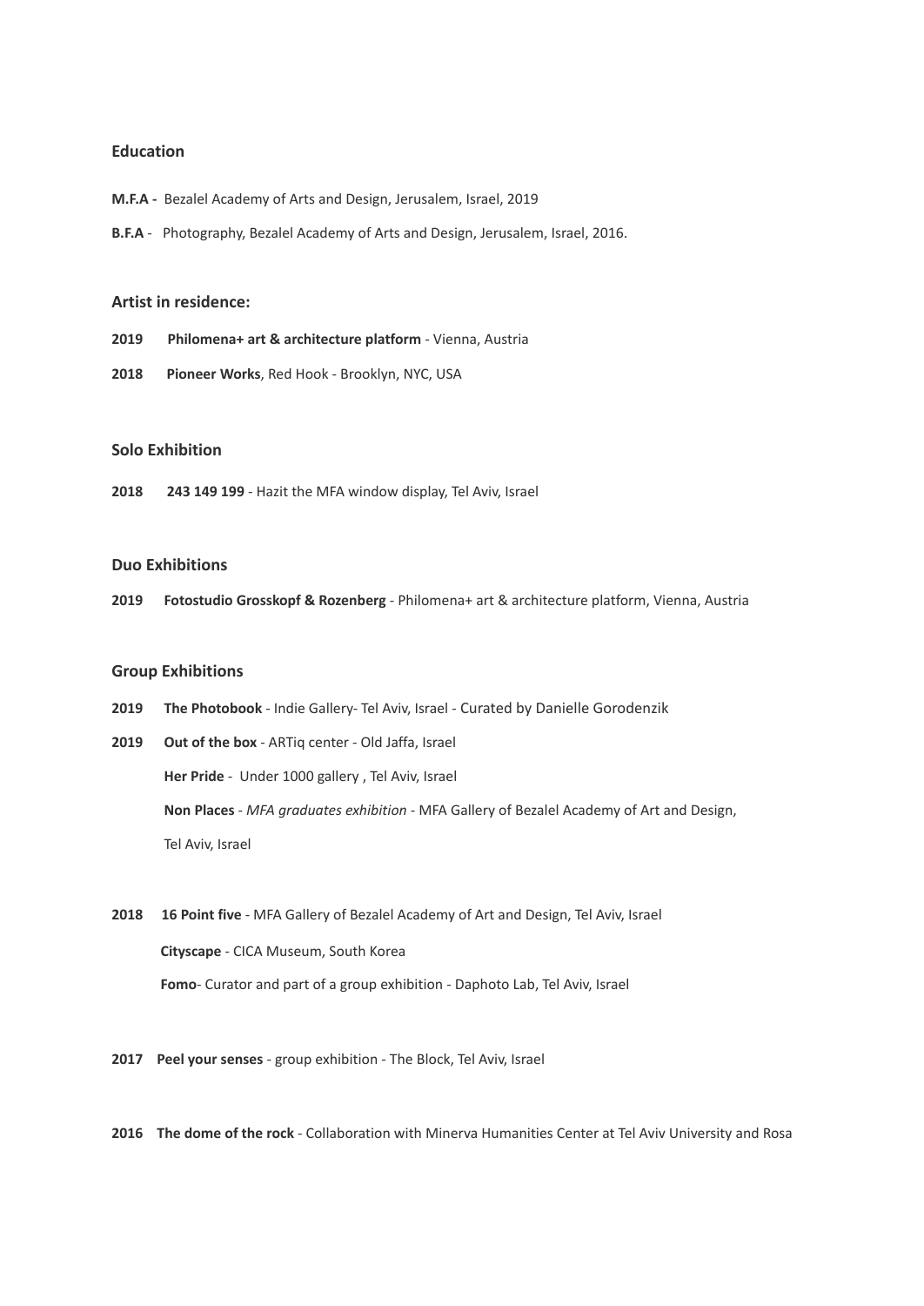## Education

**M.F.A -** Bezalel Academy of Arts and Design, Jerusalem, Israel, 2019

**B.F.A** - Photography, Bezalel Academy of Arts and Design, Jerusalem, Israel, 2016.

## Artist in residence:

**2019** **Philomena+ art & architecture platform** - Vienna, Austria

**2018** **Pioneer Works**, Red Hook - Brooklyn, NYC, USA

## Solo Exhibition

**2018** **243 149 199** - Hazit the MFA window display, Tel Aviv, Israel

## Duo Exhibitions

**2019** **Fotostudio Grosskopf & Rozenberg** - Philomena+ art & architecture platform, Vienna, Austria

## Group Exhibitions

**2019** **The Photobook** - Indie Gallery- Tel Aviv, Israel - Curated by Danielle Gorodenzik

**2019** **Out of the box** - ARTiq center - Old Jaffa, Israel

**Her Pride** - Under 1000 gallery , Tel Aviv, Israel

**Non Places** - *MFA graduates exhibition* - MFA Gallery of Bezalel Academy of Art and Design, Tel Aviv, Israel

**2018** **16 Point five** - MFA Gallery of Bezalel Academy of Art and Design, Tel Aviv, Israel

**Cityscape** - CICA Museum, South Korea

**Fomo**- Curator and part of a group exhibition - Daphoto Lab, Tel Aviv, Israel

**2017** **Peel your senses** - group exhibition - The Block, Tel Aviv, Israel

**2016** **The dome of the rock** - Collaboration with Minerva Humanities Center at Tel Aviv University and Rosa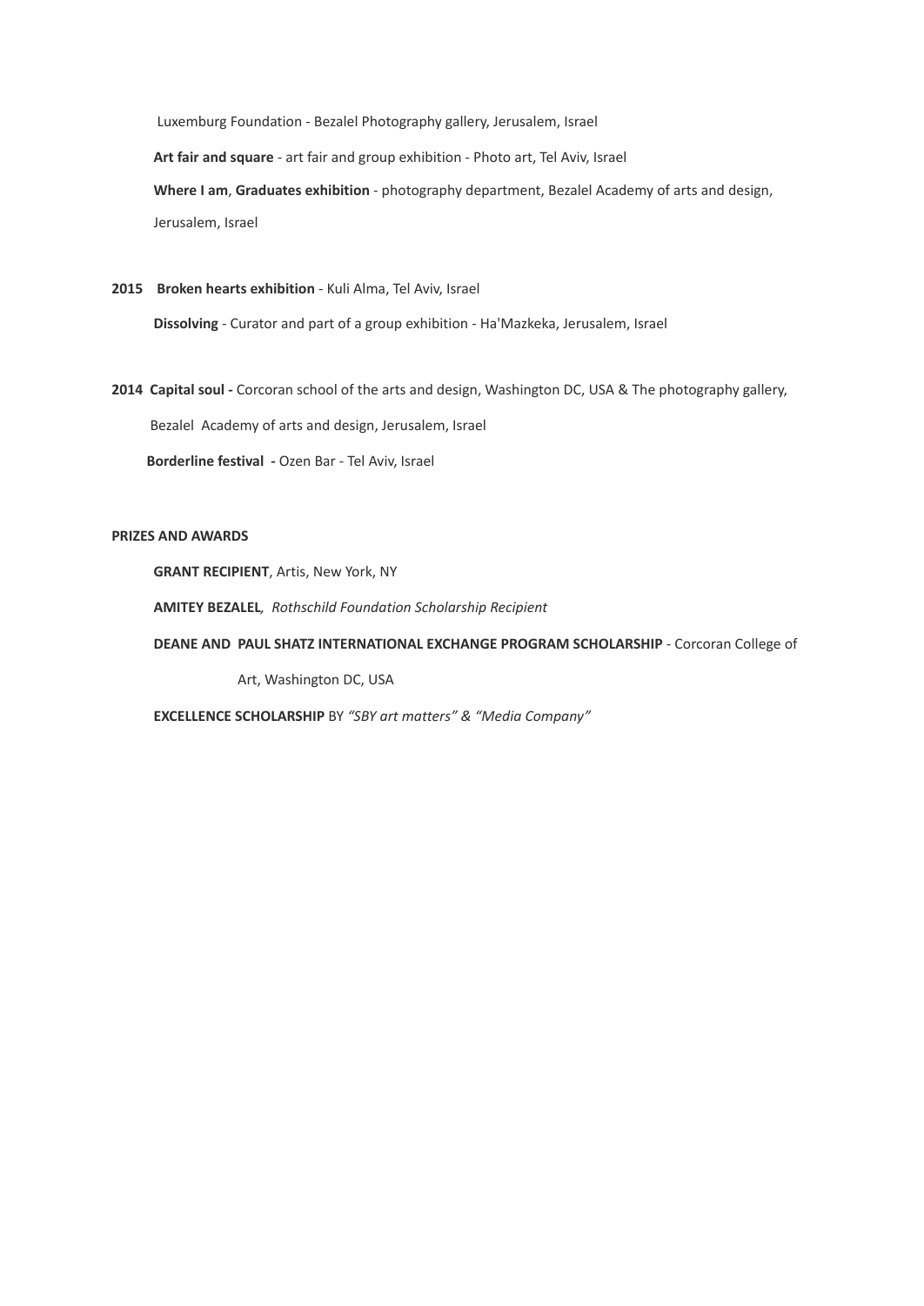Luxemburg Foundation - Bezalel Photography gallery, Jerusalem, Israel

**Art fair and square** - art fair and group exhibition - Photo art, Tel Aviv, Israel

**Where I am**, **Graduates exhibition** - photography department, Bezalel Academy of arts and design, Jerusalem, Israel

**2015** **Broken hearts exhibition** - Kuli Alma, Tel Aviv, Israel

**Dissolving** - Curator and part of a group exhibition - Ha'Mazkeka, Jerusalem, Israel

**2014** **Capital soul -** Corcoran school of the arts and design, Washington DC, USA & The photography gallery, Bezalel Academy of arts and design, Jerusalem, Israel

**Borderline festival -** Ozen Bar - Tel Aviv, Israel

**PRIZES AND AWARDS**

**GRANT RECIPIENT**, Artis, New York, NY

**AMITEY BEZALEL***, Rothschild Foundation Scholarship Recipient*

**DEANE AND PAUL SHATZ INTERNATIONAL EXCHANGE PROGRAM SCHOLARSHIP** - Corcoran College of Art, Washington DC, USA

**EXCELLENCE SCHOLARSHIP** BY *"SBY art matters" & "Media Company"*